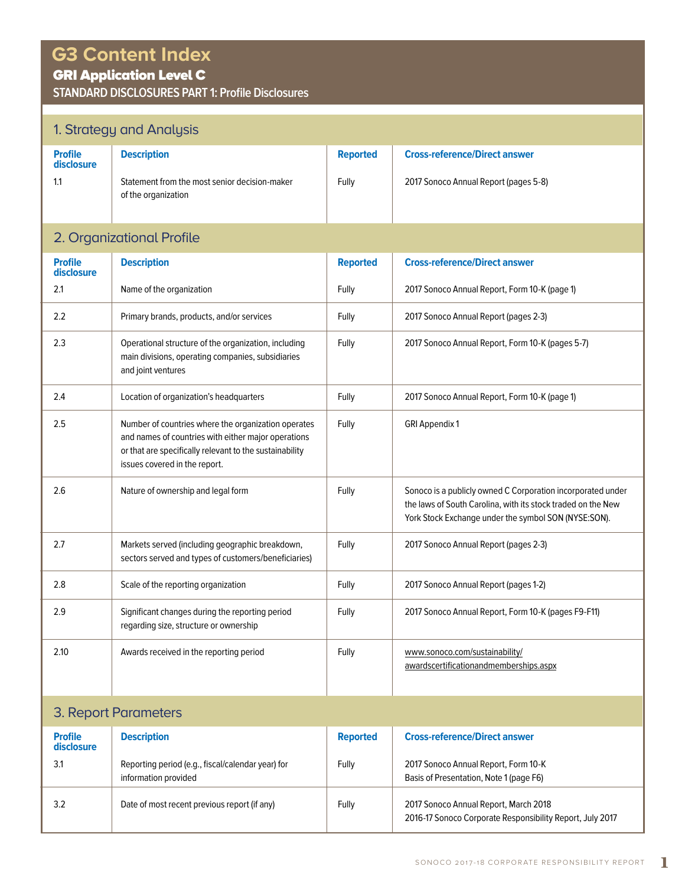# G3 Content Index

## GRI Application Level C

### STANDARD DISCLOSURES PART 1: Profile Disclosures

## 1. Strategy and Analysis

| Profile disclosure | Description | Reported | Cross-reference/Direct answer |
|---|---|---|---|
| 1.1 | Statement from the most senior decision-maker of the organization | Fully | 2017 Sonoco Annual Report (pages 5-8) |

## 2. Organizational Profile

| Profile disclosure | Description | Reported | Cross-reference/Direct answer |
|---|---|---|---|
| 2.1 | Name of the organization | Fully | 2017 Sonoco Annual Report, Form 10-K (page 1) |
| 2.2 | Primary brands, products, and/or services | Fully | 2017 Sonoco Annual Report (pages 2-3) |
| 2.3 | Operational structure of the organization, including main divisions, operating companies, subsidiaries and joint ventures | Fully | 2017 Sonoco Annual Report, Form 10-K (pages 5-7) |
| 2.4 | Location of organization's headquarters | Fully | 2017 Sonoco Annual Report, Form 10-K (page 1) |
| 2.5 | Number of countries where the organization operates and names of countries with either major operations or that are specifically relevant to the sustainability issues covered in the report. | Fully | GRI Appendix 1 |
| 2.6 | Nature of ownership and legal form | Fully | Sonoco is a publicly owned C Corporation incorporated under the laws of South Carolina, with its stock traded on the New York Stock Exchange under the symbol SON (NYSE:SON). |
| 2.7 | Markets served (including geographic breakdown, sectors served and types of customers/beneficiaries) | Fully | 2017 Sonoco Annual Report (pages 2-3) |
| 2.8 | Scale of the reporting organization | Fully | 2017 Sonoco Annual Report (pages 1-2) |
| 2.9 | Significant changes during the reporting period regarding size, structure or ownership | Fully | 2017 Sonoco Annual Report, Form 10-K (pages F9-F11) |
| 2.10 | Awards received in the reporting period | Fully | www.sonoco.com/sustainability/awardscertificationandmemberships.aspx |

## 3. Report Parameters

| Profile disclosure | Description | Reported | Cross-reference/Direct answer |
|---|---|---|---|
| 3.1 | Reporting period (e.g., fiscal/calendar year) for information provided | Fully | 2017 Sonoco Annual Report, Form 10-K Basis of Presentation, Note 1 (page F6) |
| 3.2 | Date of most recent previous report (if any) | Fully | 2017 Sonoco Annual Report, March 2018<br>2016-17 Sonoco Corporate Responsibility Report, July 2017 |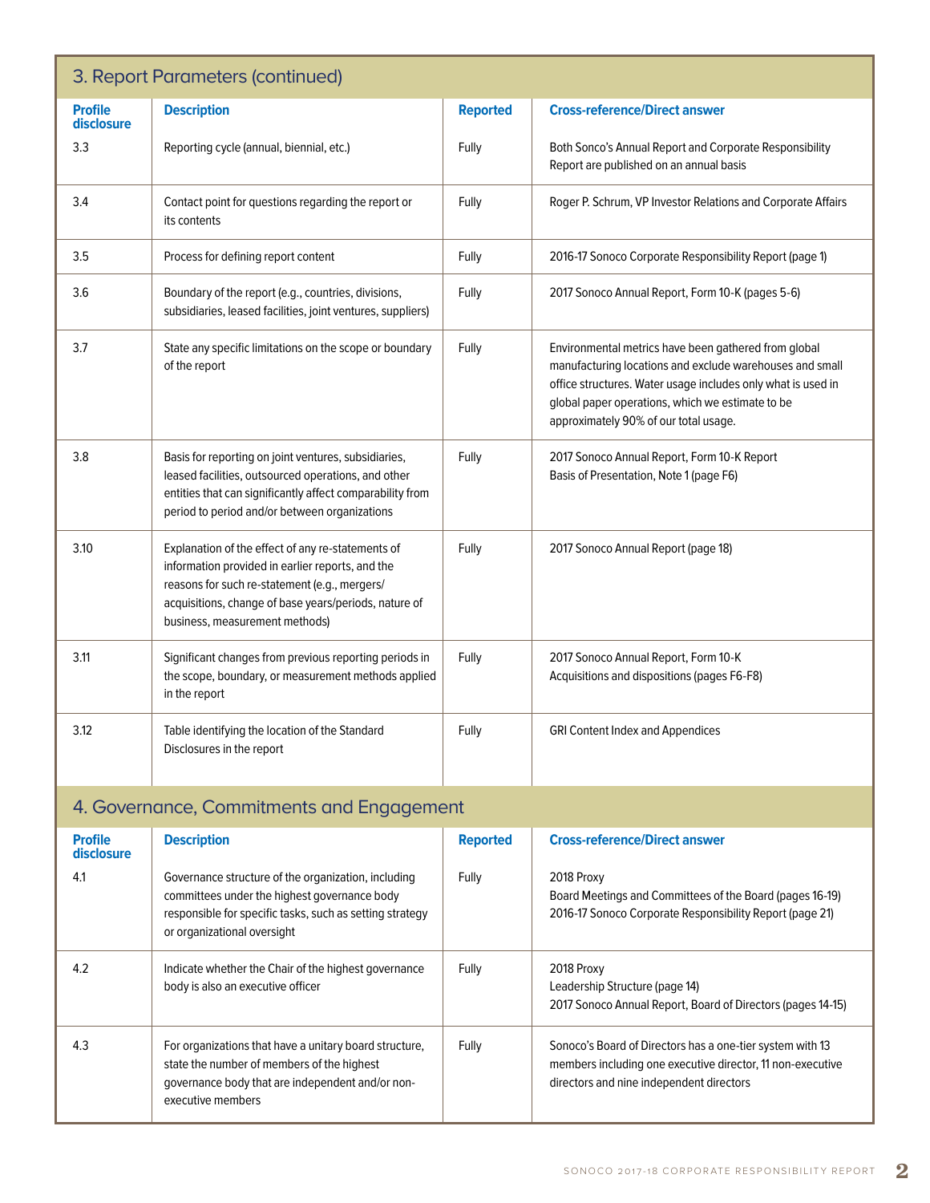## 3. Report Parameters (continued)

| Profile disclosure | Description | Reported | Cross-reference/Direct answer |
|---|---|---|---|
| 3.3 | Reporting cycle (annual, biennial, etc.) | Fully | Both Sonco's Annual Report and Corporate Responsibility Report are published on an annual basis |
| 3.4 | Contact point for questions regarding the report or its contents | Fully | Roger P. Schrum, VP Investor Relations and Corporate Affairs |
| 3.5 | Process for defining report content | Fully | 2016-17 Sonoco Corporate Responsibility Report (page 1) |
| 3.6 | Boundary of the report (e.g., countries, divisions, subsidiaries, leased facilities, joint ventures, suppliers) | Fully | 2017 Sonoco Annual Report, Form 10-K (pages 5-6) |
| 3.7 | State any specific limitations on the scope or boundary of the report | Fully | Environmental metrics have been gathered from global manufacturing locations and exclude warehouses and small office structures. Water usage includes only what is used in global paper operations, which we estimate to be approximately 90% of our total usage. |
| 3.8 | Basis for reporting on joint ventures, subsidiaries, leased facilities, outsourced operations, and other entities that can significantly affect comparability from period to period and/or between organizations | Fully | 2017 Sonoco Annual Report, Form 10-K Report<br>Basis of Presentation, Note 1 (page F6) |
| 3.10 | Explanation of the effect of any re-statements of information provided in earlier reports, and the reasons for such re-statement (e.g., mergers/acquisitions, change of base years/periods, nature of business, measurement methods) | Fully | 2017 Sonoco Annual Report (page 18) |
| 3.11 | Significant changes from previous reporting periods in the scope, boundary, or measurement methods applied in the report | Fully | 2017 Sonoco Annual Report, Form 10-K<br>Acquisitions and dispositions (pages F6-F8) |
| 3.12 | Table identifying the location of the Standard Disclosures in the report | Fully | GRI Content Index and Appendices |

## 4. Governance, Commitments and Engagement

| Profile disclosure | Description | Reported | Cross-reference/Direct answer |
|---|---|---|---|
| 4.1 | Governance structure of the organization, including committees under the highest governance body responsible for specific tasks, such as setting strategy or organizational oversight | Fully | 2018 Proxy<br>Board Meetings and Committees of the Board (pages 16-19)<br>2016-17 Sonoco Corporate Responsibility Report (page 21) |
| 4.2 | Indicate whether the Chair of the highest governance body is also an executive officer | Fully | 2018 Proxy<br>Leadership Structure (page 14)<br>2017 Sonoco Annual Report, Board of Directors (pages 14-15) |
| 4.3 | For organizations that have a unitary board structure, state the number of members of the highest governance body that are independent and/or non-executive members | Fully | Sonoco's Board of Directors has a one-tier system with 13 members including one executive director, 11 non-executive directors and nine independent directors |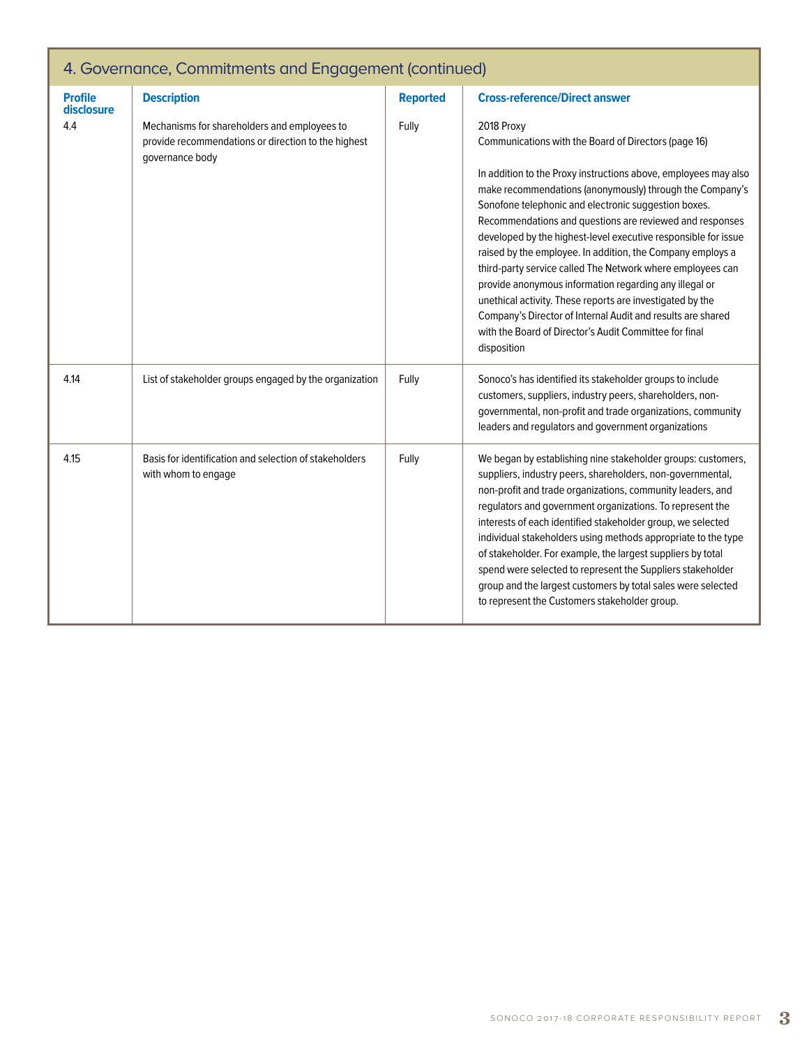## 4. Governance, Commitments and Engagement (continued)

| Profile disclosure | Description | Reported | Cross-reference/Direct answer |
|---|---|---|---|
| 4.4 | Mechanisms for shareholders and employees to provide recommendations or direction to the highest governance body | Fully | 2018 Proxy<br>Communications with the Board of Directors (page 16)<br><br>In addition to the Proxy instructions above, employees may also make recommendations (anonymously) through the Company's Sonofone telephonic and electronic suggestion boxes. Recommendations and questions are reviewed and responses developed by the highest-level executive responsible for issue raised by the employee. In addition, the Company employs a third-party service called The Network where employees can provide anonymous information regarding any illegal or unethical activity. These reports are investigated by the Company's Director of Internal Audit and results are shared with the Board of Director's Audit Committee for final disposition |
| 4.14 | List of stakeholder groups engaged by the organization | Fully | Sonoco's has identified its stakeholder groups to include customers, suppliers, industry peers, shareholders, non-governmental, non-profit and trade organizations, community leaders and regulators and government organizations |
| 4.15 | Basis for identification and selection of stakeholders with whom to engage | Fully | We began by establishing nine stakeholder groups: customers, suppliers, industry peers, shareholders, non-governmental, non-profit and trade organizations, community leaders, and regulators and government organizations. To represent the interests of each identified stakeholder group, we selected individual stakeholders using methods appropriate to the type of stakeholder. For example, the largest suppliers by total spend were selected to represent the Suppliers stakeholder group and the largest customers by total sales were selected to represent the Customers stakeholder group. |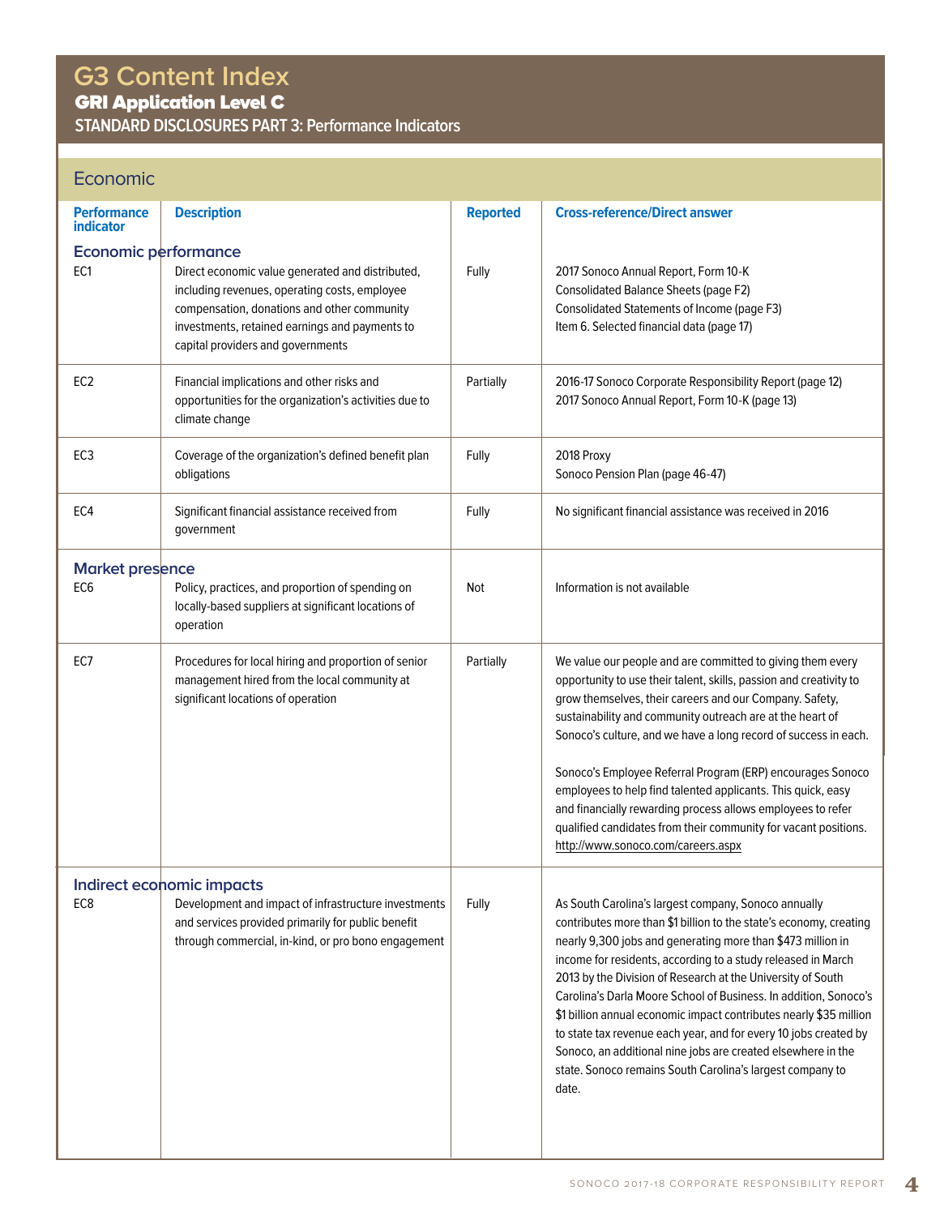# G3 Content Index

## GRI Application Level C

### STANDARD DISCLOSURES PART 3: Performance Indicators

## Economic

| Performance indicator | Description | Reported | Cross-reference/Direct answer |
|---|---|---|---|
| **Economic performance** | | | |
| EC1 | Direct economic value generated and distributed, including revenues, operating costs, employee compensation, donations and other community investments, retained earnings and payments to capital providers and governments | Fully | 2017 Sonoco Annual Report, Form 10-K<br>Consolidated Balance Sheets (page F2)<br>Consolidated Statements of Income (page F3)<br>Item 6. Selected financial data (page 17) |
| EC2 | Financial implications and other risks and opportunities for the organization's activities due to climate change | Partially | 2016-17 Sonoco Corporate Responsibility Report (page 12)<br>2017 Sonoco Annual Report, Form 10-K (page 13) |
| EC3 | Coverage of the organization's defined benefit plan obligations | Fully | 2018 Proxy<br>Sonoco Pension Plan (page 46-47) |
| EC4 | Significant financial assistance received from government | Fully | No significant financial assistance was received in 2016 |
| **Market presence** | | | |
| EC6 | Policy, practices, and proportion of spending on locally-based suppliers at significant locations of operation | Not | Information is not available |
| EC7 | Procedures for local hiring and proportion of senior management hired from the local community at significant locations of operation | Partially | We value our people and are committed to giving them every opportunity to use their talent, skills, passion and creativity to grow themselves, their careers and our Company. Safety, sustainability and community outreach are at the heart of Sonoco's culture, and we have a long record of success in each.<br><br>Sonoco's Employee Referral Program (ERP) encourages Sonoco employees to help find talented applicants. This quick, easy and financially rewarding process allows employees to refer qualified candidates from their community for vacant positions. http://www.sonoco.com/careers.aspx |
| **Indirect economic impacts** | | | |
| EC8 | Development and impact of infrastructure investments and services provided primarily for public benefit through commercial, in-kind, or pro bono engagement | Fully | As South Carolina's largest company, Sonoco annually contributes more than $1 billion to the state's economy, creating nearly 9,300 jobs and generating more than $473 million in income for residents, according to a study released in March 2013 by the Division of Research at the University of South Carolina's Darla Moore School of Business. In addition, Sonoco's $1 billion annual economic impact contributes nearly $35 million to state tax revenue each year, and for every 10 jobs created by Sonoco, an additional nine jobs are created elsewhere in the state. Sonoco remains South Carolina's largest company to date. |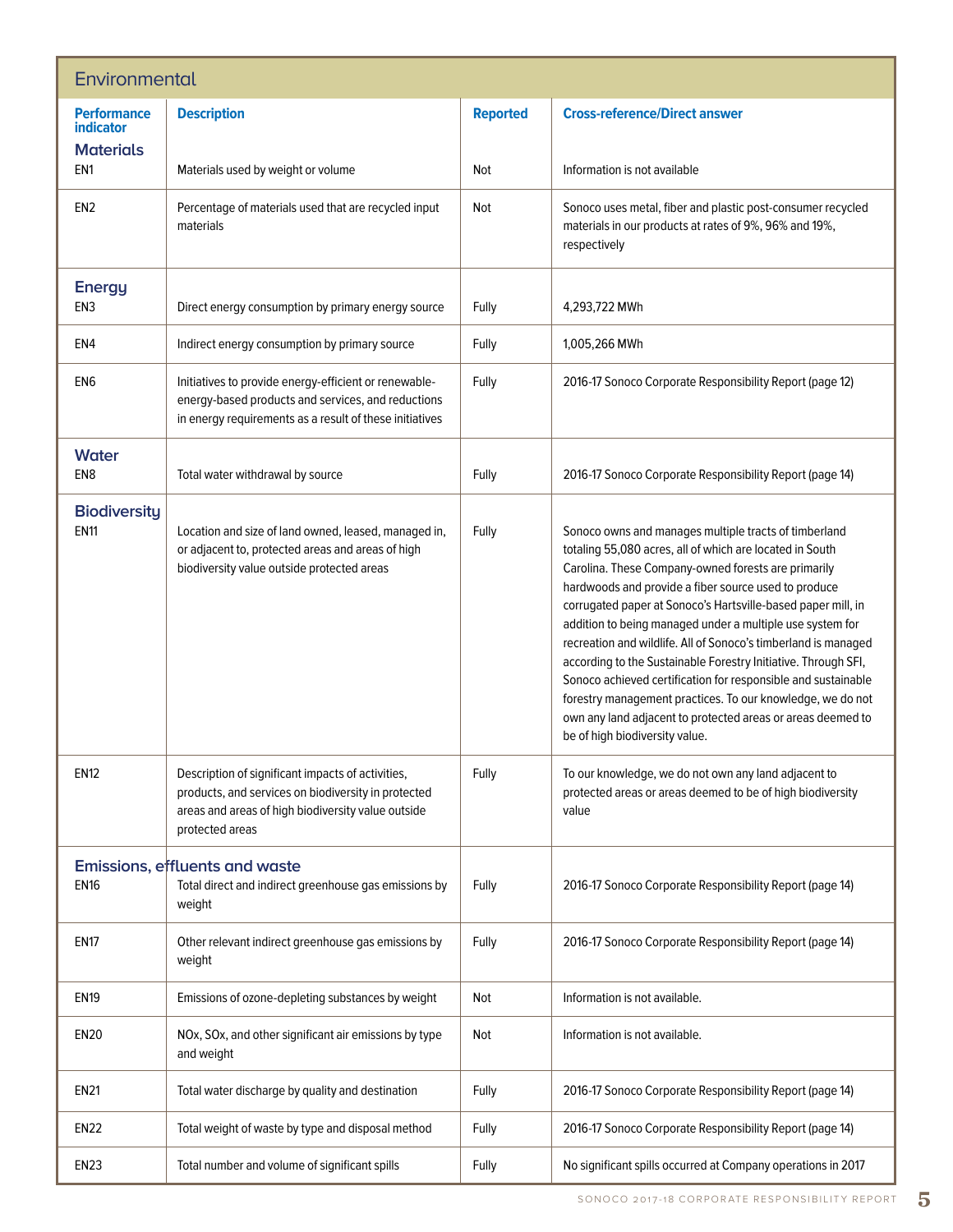## Environmental

| Performance indicator | Description | Reported | Cross-reference/Direct answer |
|---|---|---|---|
| **Materials** | | | |
| EN1 | Materials used by weight or volume | Not | Information is not available |
| EN2 | Percentage of materials used that are recycled input materials | Not | Sonoco uses metal, fiber and plastic post-consumer recycled materials in our products at rates of 9%, 96% and 19%, respectively |
| **Energy** | | | |
| EN3 | Direct energy consumption by primary energy source | Fully | 4,293,722 MWh |
| EN4 | Indirect energy consumption by primary source | Fully | 1,005,266 MWh |
| EN6 | Initiatives to provide energy-efficient or renewable-energy-based products and services, and reductions in energy requirements as a result of these initiatives | Fully | 2016-17 Sonoco Corporate Responsibility Report (page 12) |
| **Water** | | | |
| EN8 | Total water withdrawal by source | Fully | 2016-17 Sonoco Corporate Responsibility Report (page 14) |
| **Biodiversity** | | | |
| EN11 | Location and size of land owned, leased, managed in, or adjacent to, protected areas and areas of high biodiversity value outside protected areas | Fully | Sonoco owns and manages multiple tracts of timberland totaling 55,080 acres, all of which are located in South Carolina. These Company-owned forests are primarily hardwoods and provide a fiber source used to produce corrugated paper at Sonoco's Hartsville-based paper mill, in addition to being managed under a multiple use system for recreation and wildlife. All of Sonoco's timberland is managed according to the Sustainable Forestry Initiative. Through SFI, Sonoco achieved certification for responsible and sustainable forestry management practices. To our knowledge, we do not own any land adjacent to protected areas or areas deemed to be of high biodiversity value. |
| EN12 | Description of significant impacts of activities, products, and services on biodiversity in protected areas and areas of high biodiversity value outside protected areas | Fully | To our knowledge, we do not own any land adjacent to protected areas or areas deemed to be of high biodiversity value |
| **Emissions, effluents and waste** | | | |
| EN16 | Total direct and indirect greenhouse gas emissions by weight | Fully | 2016-17 Sonoco Corporate Responsibility Report (page 14) |
| EN17 | Other relevant indirect greenhouse gas emissions by weight | Fully | 2016-17 Sonoco Corporate Responsibility Report (page 14) |
| EN19 | Emissions of ozone-depleting substances by weight | Not | Information is not available. |
| EN20 | NOx, SOx, and other significant air emissions by type and weight | Not | Information is not available. |
| EN21 | Total water discharge by quality and destination | Fully | 2016-17 Sonoco Corporate Responsibility Report (page 14) |
| EN22 | Total weight of waste by type and disposal method | Fully | 2016-17 Sonoco Corporate Responsibility Report (page 14) |
| EN23 | Total number and volume of significant spills | Fully | No significant spills occurred at Company operations in 2017 |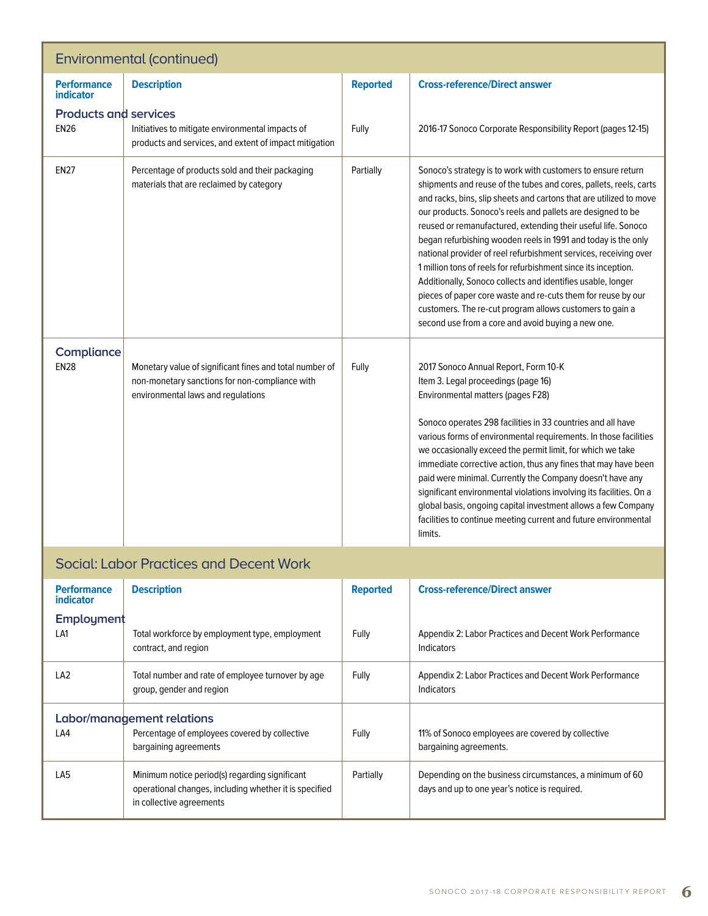## Environmental (continued)

| Performance indicator | Description | Reported | Cross-reference/Direct answer |
|---|---|---|---|
| **Products and services** | | | |
| EN26 | Initiatives to mitigate environmental impacts of products and services, and extent of impact mitigation | Fully | 2016-17 Sonoco Corporate Responsibility Report (pages 12-15) |
| EN27 | Percentage of products sold and their packaging materials that are reclaimed by category | Partially | Sonoco's strategy is to work with customers to ensure return shipments and reuse of the tubes and cores, pallets, reels, carts and racks, bins, slip sheets and cartons that are utilized to move our products. Sonoco's reels and pallets are designed to be reused or remanufactured, extending their useful life. Sonoco began refurbishing wooden reels in 1991 and today is the only national provider of reel refurbishment services, receiving over 1 million tons of reels for refurbishment since its inception. Additionally, Sonoco collects and identifies usable, longer pieces of paper core waste and re-cuts them for reuse by our customers. The re-cut program allows customers to gain a second use from a core and avoid buying a new one. |
| **Compliance** | | | |
| EN28 | Monetary value of significant fines and total number of non-monetary sanctions for non-compliance with environmental laws and regulations | Fully | 2017 Sonoco Annual Report, Form 10-K<br>Item 3. Legal proceedings (page 16)<br>Environmental matters (pages F28)<br><br>Sonoco operates 298 facilities in 33 countries and all have various forms of environmental requirements. In those facilities we occasionally exceed the permit limit, for which we take immediate corrective action, thus any fines that may have been paid were minimal. Currently the Company doesn't have any significant environmental violations involving its facilities. On a global basis, ongoing capital investment allows a few Company facilities to continue meeting current and future environmental limits. |

## Social: Labor Practices and Decent Work

| Performance indicator | Description | Reported | Cross-reference/Direct answer |
|---|---|---|---|
| **Employment** | | | |
| LA1 | Total workforce by employment type, employment contract, and region | Fully | Appendix 2: Labor Practices and Decent Work Performance Indicators |
| LA2 | Total number and rate of employee turnover by age group, gender and region | Fully | Appendix 2: Labor Practices and Decent Work Performance Indicators |
| **Labor/management relations** | | | |
| LA4 | Percentage of employees covered by collective bargaining agreements | Fully | 11% of Sonoco employees are covered by collective bargaining agreements. |
| LA5 | Minimum notice period(s) regarding significant operational changes, including whether it is specified in collective agreements | Partially | Depending on the business circumstances, a minimum of 60 days and up to one year's notice is required. |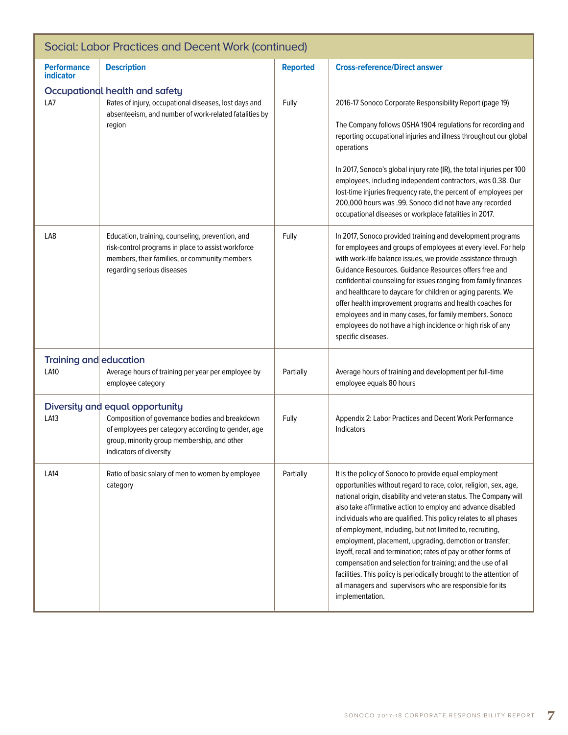## Social: Labor Practices and Decent Work (continued)

| Performance indicator | Description | Reported | Cross-reference/Direct answer |
|---|---|---|---|
| **Occupational health and safety** | | | |
| LA7 | Rates of injury, occupational diseases, lost days and absenteeism, and number of work-related fatalities by region | Fully | 2016-17 Sonoco Corporate Responsibility Report (page 19)<br><br>The Company follows OSHA 1904 regulations for recording and reporting occupational injuries and illness throughout our global operations<br><br>In 2017, Sonoco's global injury rate (IR), the total injuries per 100 employees, including independent contractors, was 0.38. Our lost-time injuries frequency rate, the percent of employees per 200,000 hours was .99. Sonoco did not have any recorded occupational diseases or workplace fatalities in 2017. |
| LA8 | Education, training, counseling, prevention, and risk-control programs in place to assist workforce members, their families, or community members regarding serious diseases | Fully | In 2017, Sonoco provided training and development programs for employees and groups of employees at every level. For help with work-life balance issues, we provide assistance through Guidance Resources. Guidance Resources offers free and confidential counseling for issues ranging from family finances and healthcare to daycare for children or aging parents. We offer health improvement programs and health coaches for employees and in many cases, for family members. Sonoco employees do not have a high incidence or high risk of any specific diseases. |
| **Training and education** | | | |
| LA10 | Average hours of training per year per employee by employee category | Partially | Average hours of training and development per full-time employee equals 80 hours |
| **Diversity and equal opportunity** | | | |
| LA13 | Composition of governance bodies and breakdown of employees per category according to gender, age group, minority group membership, and other indicators of diversity | Fully | Appendix 2: Labor Practices and Decent Work Performance Indicators |
| LA14 | Ratio of basic salary of men to women by employee category | Partially | It is the policy of Sonoco to provide equal employment opportunities without regard to race, color, religion, sex, age, national origin, disability and veteran status. The Company will also take affirmative action to employ and advance disabled individuals who are qualified. This policy relates to all phases of employment, including, but not limited to, recruiting, employment, placement, upgrading, demotion or transfer; layoff, recall and termination; rates of pay or other forms of compensation and selection for training; and the use of all facilities. This policy is periodically brought to the attention of all managers and supervisors who are responsible for its implementation. |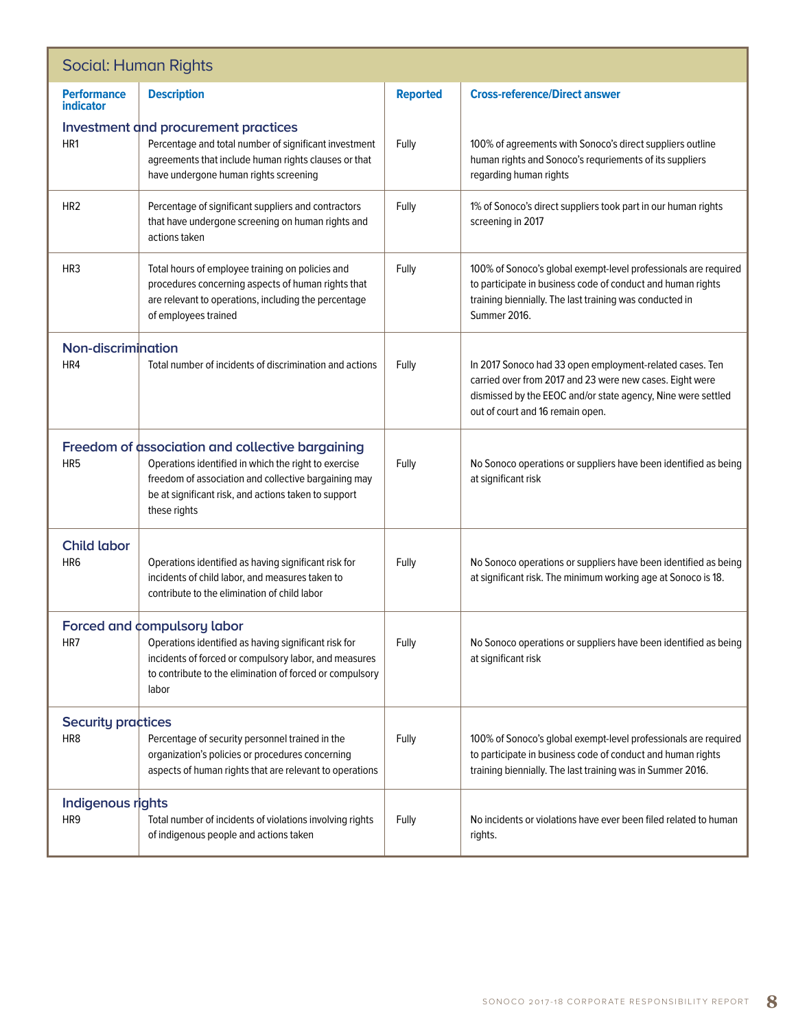## Social: Human Rights

| Performance indicator | Description | Reported | Cross-reference/Direct answer |
|---|---|---|---|
| **Investment and procurement practices** | | | |
| HR1 | Percentage and total number of significant investment agreements that include human rights clauses or that have undergone human rights screening | Fully | 100% of agreements with Sonoco's direct suppliers outline human rights and Sonoco's requriements of its suppliers regarding human rights |
| HR2 | Percentage of significant suppliers and contractors that have undergone screening on human rights and actions taken | Fully | 1% of Sonoco's direct suppliers took part in our human rights screening in 2017 |
| HR3 | Total hours of employee training on policies and procedures concerning aspects of human rights that are relevant to operations, including the percentage of employees trained | Fully | 100% of Sonoco's global exempt-level professionals are required to participate in business code of conduct and human rights training biennially. The last training was conducted in Summer 2016. |
| **Non-discrimination** | | | |
| HR4 | Total number of incidents of discrimination and actions | Fully | In 2017 Sonoco had 33 open employment-related cases. Ten carried over from 2017 and 23 were new cases. Eight were dismissed by the EEOC and/or state agency, Nine were settled out of court and 16 remain open. |
| **Freedom of association and collective bargaining** | | | |
| HR5 | Operations identified in which the right to exercise freedom of association and collective bargaining may be at significant risk, and actions taken to support these rights | Fully | No Sonoco operations or suppliers have been identified as being at significant risk |
| **Child labor** | | | |
| HR6 | Operations identified as having significant risk for incidents of child labor, and measures taken to contribute to the elimination of child labor | Fully | No Sonoco operations or suppliers have been identified as being at significant risk. The minimum working age at Sonoco is 18. |
| **Forced and compulsory labor** | | | |
| HR7 | Operations identified as having significant risk for incidents of forced or compulsory labor, and measures to contribute to the elimination of forced or compulsory labor | Fully | No Sonoco operations or suppliers have been identified as being at significant risk |
| **Security practices** | | | |
| HR8 | Percentage of security personnel trained in the organization's policies or procedures concerning aspects of human rights that are relevant to operations | Fully | 100% of Sonoco's global exempt-level professionals are required to participate in business code of conduct and human rights training biennially. The last training was in Summer 2016. |
| **Indigenous rights** | | | |
| HR9 | Total number of incidents of violations involving rights of indigenous people and actions taken | Fully | No incidents or violations have ever been filed related to human rights. |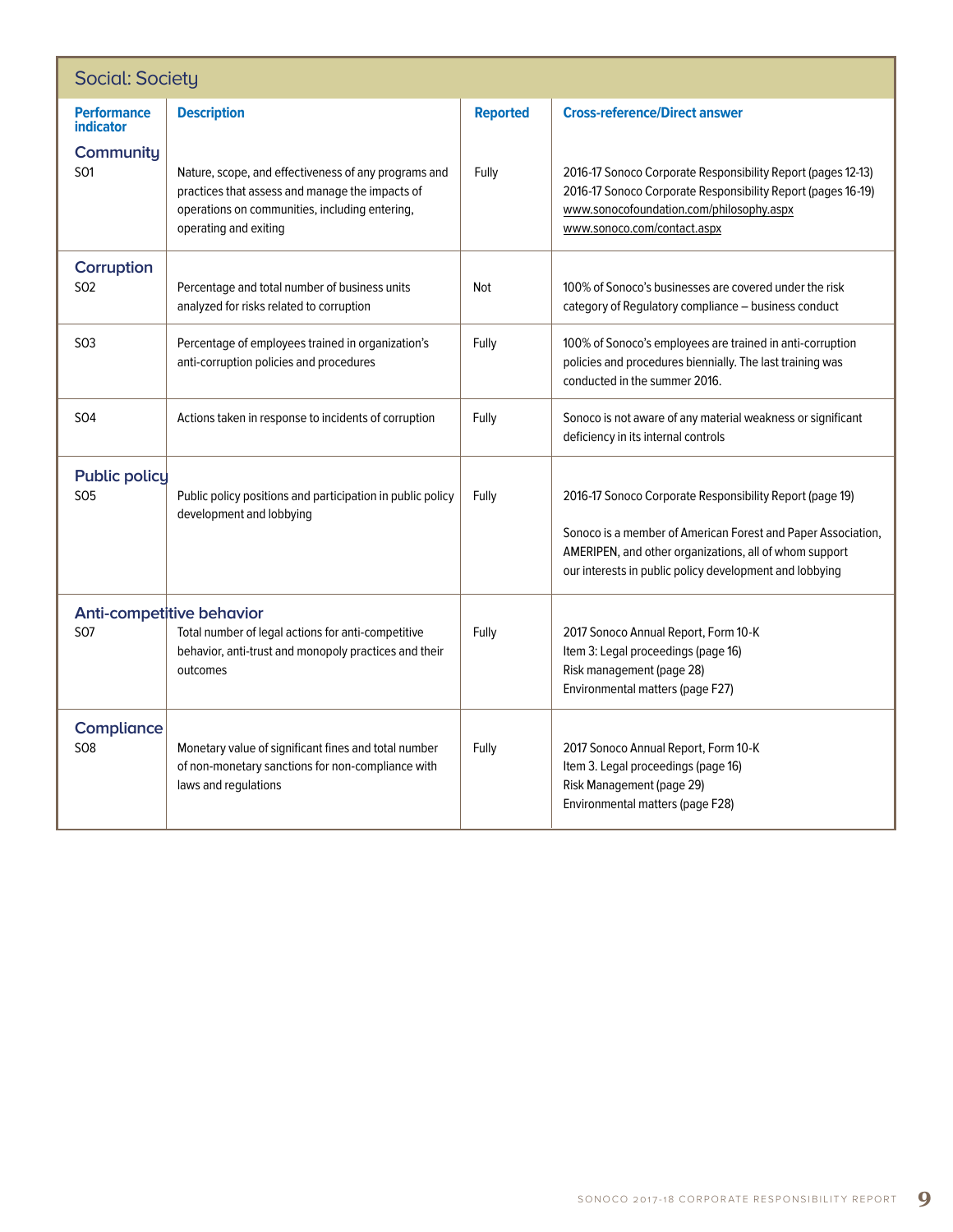## Social: Society

| Performance indicator | Description | Reported | Cross-reference/Direct answer |
|---|---|---|---|
| **Community** | | | |
| SO1 | Nature, scope, and effectiveness of any programs and practices that assess and manage the impacts of operations on communities, including entering, operating and exiting | Fully | 2016-17 Sonoco Corporate Responsibility Report (pages 12-13)<br>2016-17 Sonoco Corporate Responsibility Report (pages 16-19)<br>www.sonocofoundation.com/philosophy.aspx<br>www.sonoco.com/contact.aspx |
| **Corruption** | | | |
| SO2 | Percentage and total number of business units analyzed for risks related to corruption | Not | 100% of Sonoco's businesses are covered under the risk category of Regulatory compliance – business conduct |
| SO3 | Percentage of employees trained in organization's anti-corruption policies and procedures | Fully | 100% of Sonoco's employees are trained in anti-corruption policies and procedures biennially. The last training was conducted in the summer 2016. |
| SO4 | Actions taken in response to incidents of corruption | Fully | Sonoco is not aware of any material weakness or significant deficiency in its internal controls |
| **Public policy** | | | |
| SO5 | Public policy positions and participation in public policy development and lobbying | Fully | 2016-17 Sonoco Corporate Responsibility Report (page 19)<br><br>Sonoco is a member of American Forest and Paper Association, AMERIPEN, and other organizations, all of whom support our interests in public policy development and lobbying |
| **Anti-competitive behavior** | | | |
| SO7 | Total number of legal actions for anti-competitive behavior, anti-trust and monopoly practices and their outcomes | Fully | 2017 Sonoco Annual Report, Form 10-K<br>Item 3: Legal proceedings (page 16)<br>Risk management (page 28)<br>Environmental matters (page F27) |
| **Compliance** | | | |
| SO8 | Monetary value of significant fines and total number of non-monetary sanctions for non-compliance with laws and regulations | Fully | 2017 Sonoco Annual Report, Form 10-K<br>Item 3. Legal proceedings (page 16)<br>Risk Management (page 29)<br>Environmental matters (page F28) |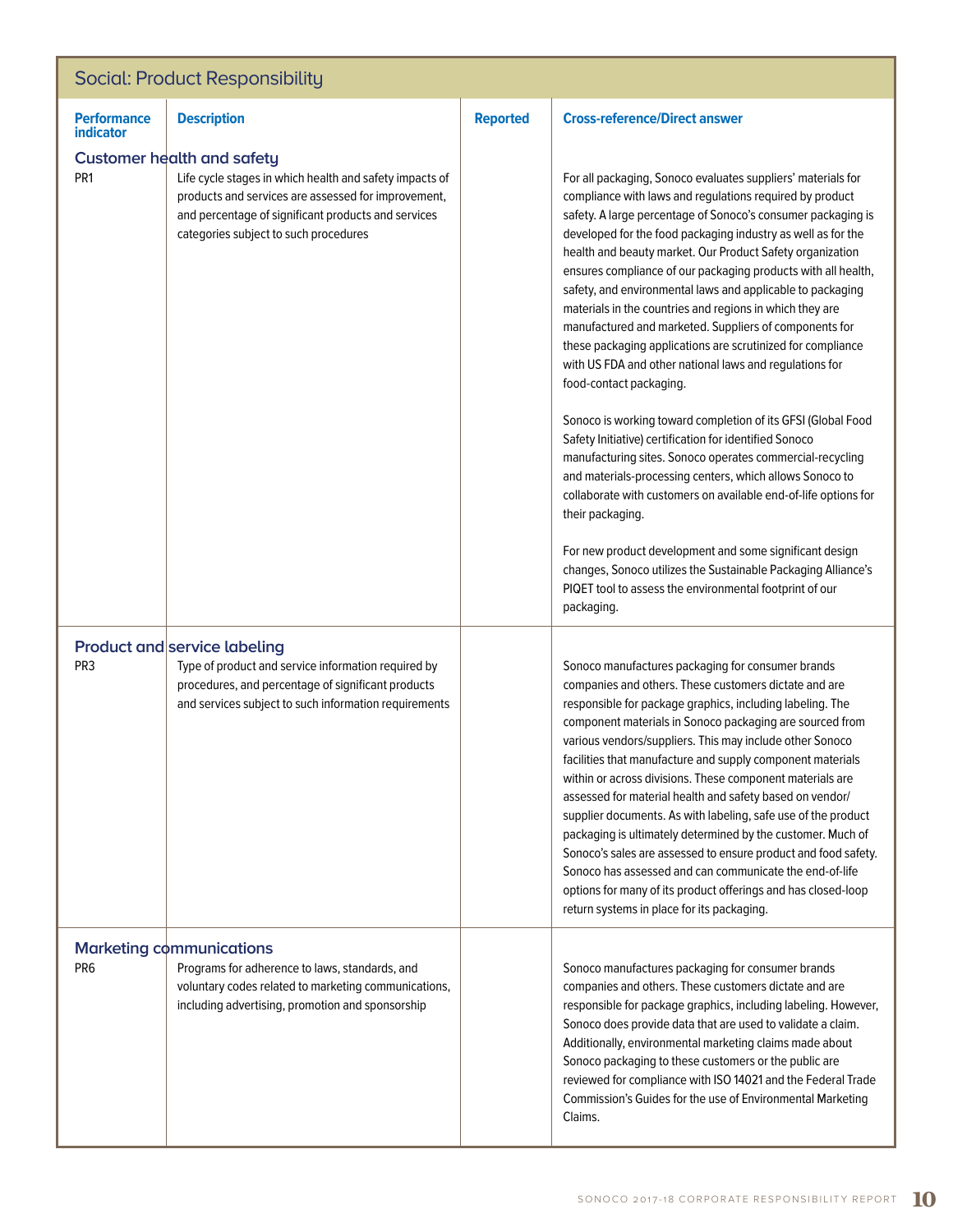## Social: Product Responsibility

| Performance indicator | Description | Reported | Cross-reference/Direct answer |
|---|---|---|---|
| **Customer health and safety** | | | |
| PR1 | Life cycle stages in which health and safety impacts of products and services are assessed for improvement, and percentage of significant products and services categories subject to such procedures | | For all packaging, Sonoco evaluates suppliers' materials for compliance with laws and regulations required by product safety. A large percentage of Sonoco's consumer packaging is developed for the food packaging industry as well as for the health and beauty market. Our Product Safety organization ensures compliance of our packaging products with all health, safety, and environmental laws and applicable to packaging materials in the countries and regions in which they are manufactured and marketed. Suppliers of components for these packaging applications are scrutinized for compliance with US FDA and other national laws and regulations for food-contact packaging.<br><br>Sonoco is working toward completion of its GFSI (Global Food Safety Initiative) certification for identified Sonoco manufacturing sites. Sonoco operates commercial-recycling and materials-processing centers, which allows Sonoco to collaborate with customers on available end-of-life options for their packaging.<br><br>For new product development and some significant design changes, Sonoco utilizes the Sustainable Packaging Alliance's PIQET tool to assess the environmental footprint of our packaging. |
| **Product and service labeling** | | | |
| PR3 | Type of product and service information required by procedures, and percentage of significant products and services subject to such information requirements | | Sonoco manufactures packaging for consumer brands companies and others. These customers dictate and are responsible for package graphics, including labeling. The component materials in Sonoco packaging are sourced from various vendors/suppliers. This may include other Sonoco facilities that manufacture and supply component materials within or across divisions. These component materials are assessed for material health and safety based on vendor/supplier documents. As with labeling, safe use of the product packaging is ultimately determined by the customer. Much of Sonoco's sales are assessed to ensure product and food safety. Sonoco has assessed and can communicate the end-of-life options for many of its product offerings and has closed-loop return systems in place for its packaging. |
| **Marketing communications** | | | |
| PR6 | Programs for adherence to laws, standards, and voluntary codes related to marketing communications, including advertising, promotion and sponsorship | | Sonoco manufactures packaging for consumer brands companies and others. These customers dictate and are responsible for package graphics, including labeling. However, Sonoco does provide data that are used to validate a claim. Additionally, environmental marketing claims made about Sonoco packaging to these customers or the public are reviewed for compliance with ISO 14021 and the Federal Trade Commission's Guides for the use of Environmental Marketing Claims. |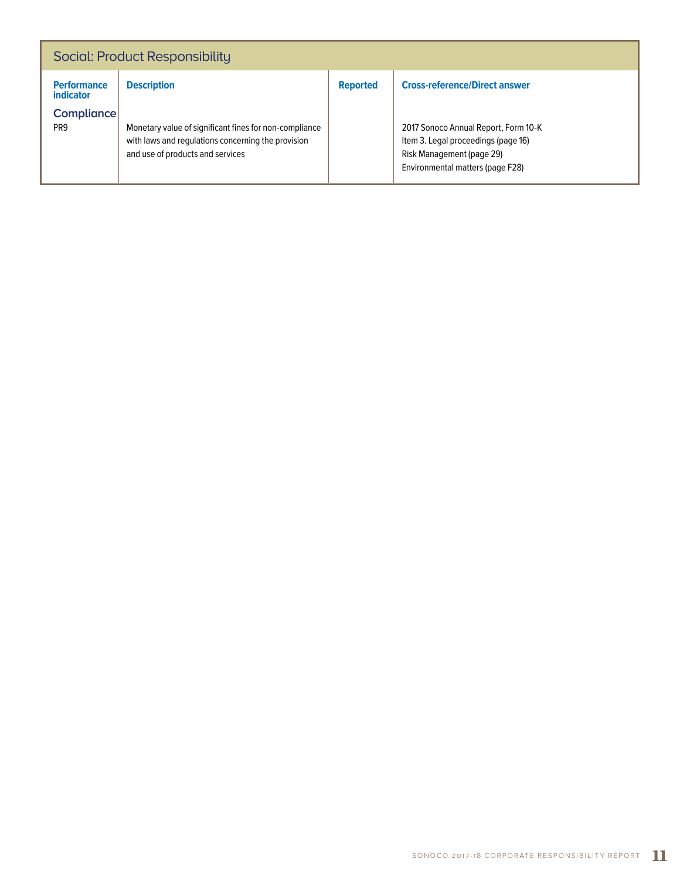## Social: Product Responsibility

| Performance indicator | Description | Reported | Cross-reference/Direct answer |
|---|---|---|---|
| **Compliance** | | | |
| PR9 | Monetary value of significant fines for non-compliance with laws and regulations concerning the provision and use of products and services | | 2017 Sonoco Annual Report, Form 10-K<br>Item 3. Legal proceedings (page 16)<br>Risk Management (page 29)<br>Environmental matters (page F28) |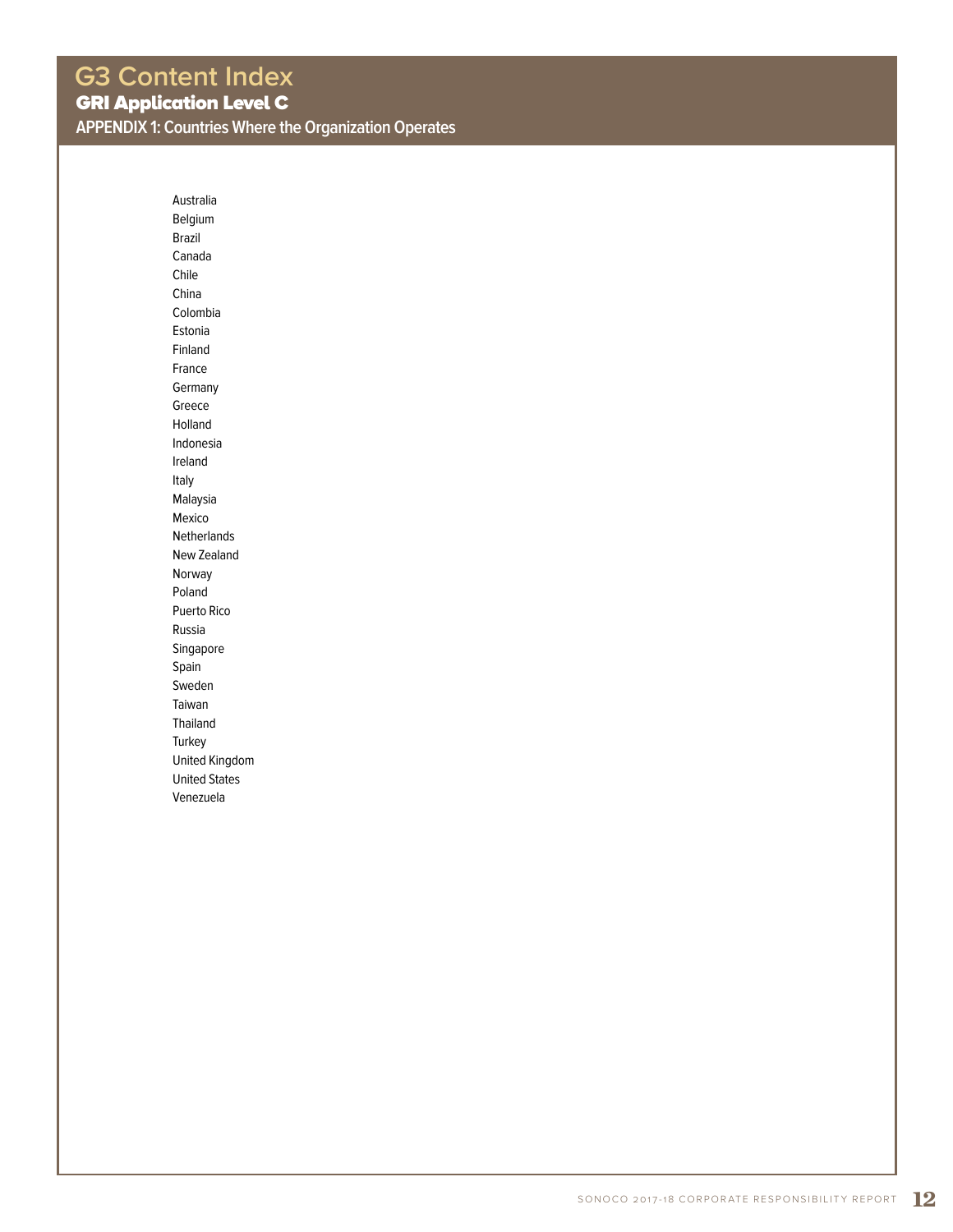# G3 Content Index

## GRI Application Level C

### APPENDIX 1: Countries Where the Organization Operates

Australia
Belgium
Brazil
Canada
Chile
China
Colombia
Estonia
Finland
France
Germany
Greece
Holland
Indonesia
Ireland
Italy
Malaysia
Mexico
Netherlands
New Zealand
Norway
Poland
Puerto Rico
Russia
Singapore
Spain
Sweden
Taiwan
Thailand
Turkey
United Kingdom
United States
Venezuela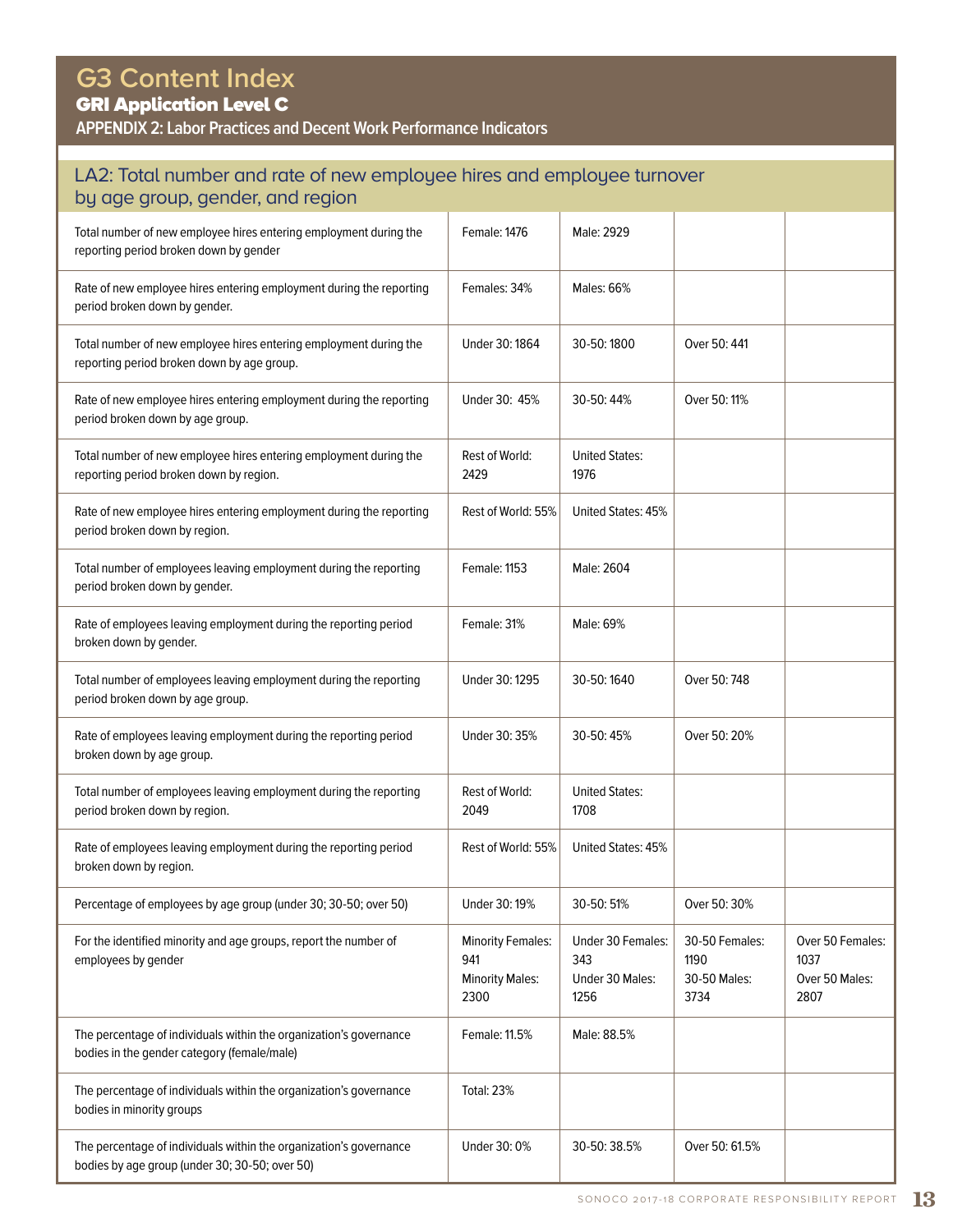# G3 Content Index

## GRI Application Level C

### APPENDIX 2: Labor Practices and Decent Work Performance Indicators

### LA2: Total number and rate of new employee hires and employee turnover by age group, gender, and region

| | | | | |
|---|---|---|---|---|
| Total number of new employee hires entering employment during the reporting period broken down by gender | Female: 1476 | Male: 2929 | | |
| Rate of new employee hires entering employment during the reporting period broken down by gender. | Females: 34% | Males: 66% | | |
| Total number of new employee hires entering employment during the reporting period broken down by age group. | Under 30: 1864 | 30-50: 1800 | Over 50: 441 | |
| Rate of new employee hires entering employment during the reporting period broken down by age group. | Under 30: 45% | 30-50: 44% | Over 50: 11% | |
| Total number of new employee hires entering employment during the reporting period broken down by region. | Rest of World: 2429 | United States: 1976 | | |
| Rate of new employee hires entering employment during the reporting period broken down by region. | Rest of World: 55% | United States: 45% | | |
| Total number of employees leaving employment during the reporting period broken down by gender. | Female: 1153 | Male: 2604 | | |
| Rate of employees leaving employment during the reporting period broken down by gender. | Female: 31% | Male: 69% | | |
| Total number of employees leaving employment during the reporting period broken down by age group. | Under 30: 1295 | 30-50: 1640 | Over 50: 748 | |
| Rate of employees leaving employment during the reporting period broken down by age group. | Under 30: 35% | 30-50: 45% | Over 50: 20% | |
| Total number of employees leaving employment during the reporting period broken down by region. | Rest of World: 2049 | United States: 1708 | | |
| Rate of employees leaving employment during the reporting period broken down by region. | Rest of World: 55% | United States: 45% | | |
| Percentage of employees by age group (under 30; 30-50; over 50) | Under 30: 19% | 30-50: 51% | Over 50: 30% | |
| For the identified minority and age groups, report the number of employees by gender | Minority Females: 941<br>Minority Males: 2300 | Under 30 Females: 343<br>Under 30 Males: 1256 | 30-50 Females: 1190<br>30-50 Males: 3734 | Over 50 Females: 1037<br>Over 50 Males: 2807 |
| The percentage of individuals within the organization's governance bodies in the gender category (female/male) | Female: 11.5% | Male: 88.5% | | |
| The percentage of individuals within the organization's governance bodies in minority groups | Total: 23% | | | |
| The percentage of individuals within the organization's governance bodies by age group (under 30; 30-50; over 50) | Under 30: 0% | 30-50: 38.5% | Over 50: 61.5% | |